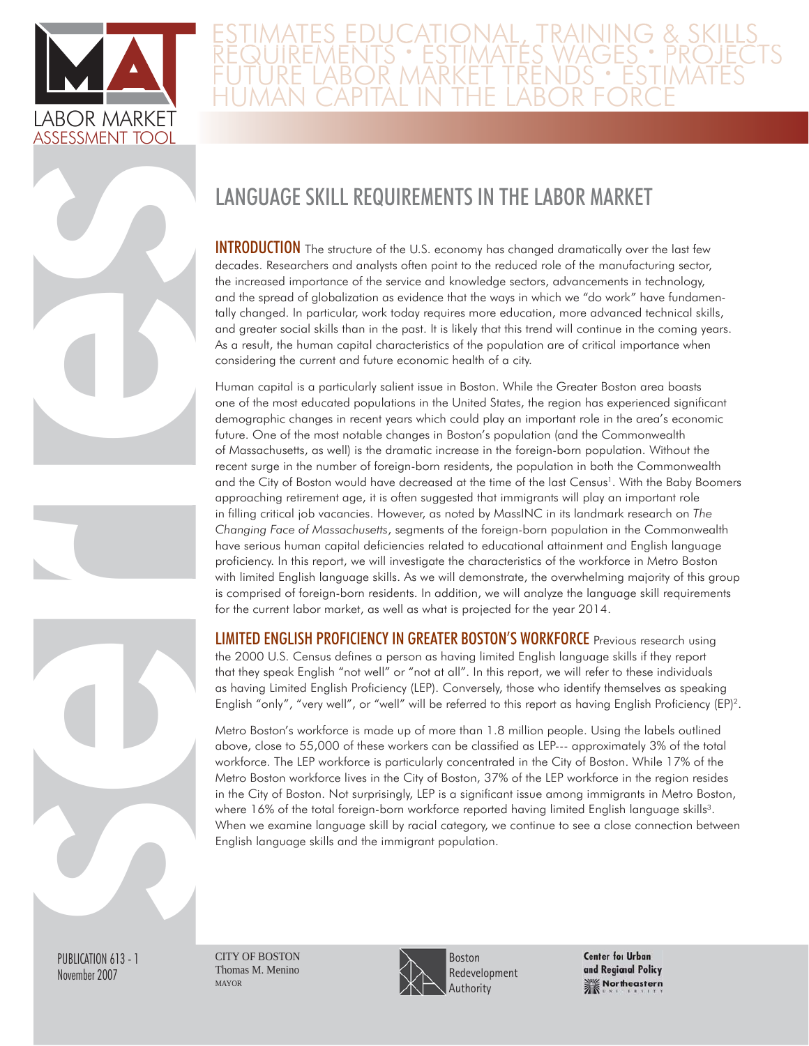LABOR MARKET ASSESSMENT TOOL

ESTIMATES EDUCATIONAL, TRAINING & SKILLS REQUIREMENTS • ESTIMATES WAGES • PROJECTS FUTURE LABOR MARKET TRENDS • ESTIMATES HUMAN CAPITAL IN THE LABOR FORCE

# LANGUAGE SKILL REQUIREMENTS IN THE LABOR MARKET

**INTRODUCTION** The structure of the U.S. economy has changed dramatically over the last few decades. Researchers and analysts often point to the reduced role of the manufacturing sector, the increased importance of the service and knowledge sectors, advancements in technology, and the spread of globalization as evidence that the ways in which we "do work" have fundamentally changed. In particular, work today requires more education, more advanced technical skills, and greater social skills than in the past. It is likely that this trend will continue in the coming years. As a result, the human capital characteristics of the population are of critical importance when considering the current and future economic health of a city.

Human capital is a particularly salient issue in Boston. While the Greater Boston area boasts one of the most educated populations in the United States, the region has experienced significant demographic changes in recent years which could play an important role in the area's economic future. One of the most notable changes in Boston's population (and the Commonwealth of Massachusetts, as well) is the dramatic increase in the foreign-born population. Without the recent surge in the number of foreign-born residents, the population in both the Commonwealth and the City of Boston would have decreased at the time of the last Census[1]. With the Baby Boomers approaching retirement age, it is often suggested that immigrants will play an important role in filling critical job vacancies. However, as noted by MassINC in its landmark research on *The Changing Face of Massachusetts*, segments of the foreign-born population in the Commonwealth have serious human capital deficiencies related to educational attainment and English language proficiency. In this report, we will investigate the characteristics of the workforce in Metro Boston with limited English language skills. As we will demonstrate, the overwhelming majority of this group is comprised of foreign-born residents. In addition, we will analyze the language skill requirements for the current labor market, as well as what is projected for the year 2014.

**LIMITED ENGLISH PROFICIENCY IN GREATER BOSTON'S WORKFORCE** Previous research using the 2000 U.S. Census defines a person as having limited English language skills if they report that they speak English "not well" or "not at all". In this report, we will refer to these individuals as having Limited English Proficiency (LEP). Conversely, those who identify themselves as speaking English "only", "very well", or "well" will be referred to this report as having English Proficiency (EP)[2].

Metro Boston's workforce is made up of more than 1.8 million people. Using the labels outlined above, close to 55,000 of these workers can be classified as LEP--- approximately 3% of the total workforce. The LEP workforce is particularly concentrated in the City of Boston. While 17% of the Metro Boston workforce lives in the City of Boston, 37% of the LEP workforce in the region resides in the City of Boston. Not surprisingly, LEP is a significant issue among immigrants in Metro Boston, where 16% of the total foreign-born workforce reported having limited English language skills[3]. When we examine language skill by racial category, we continue to see a close connection between English language skills and the immigrant population.

PUBLICATION 613 - 1
November 2007

CITY OF BOSTON
Thomas M. Menino
MAYOR

Boston Redevelopment Authority

Center for Urban and Regional Policy
Northeastern University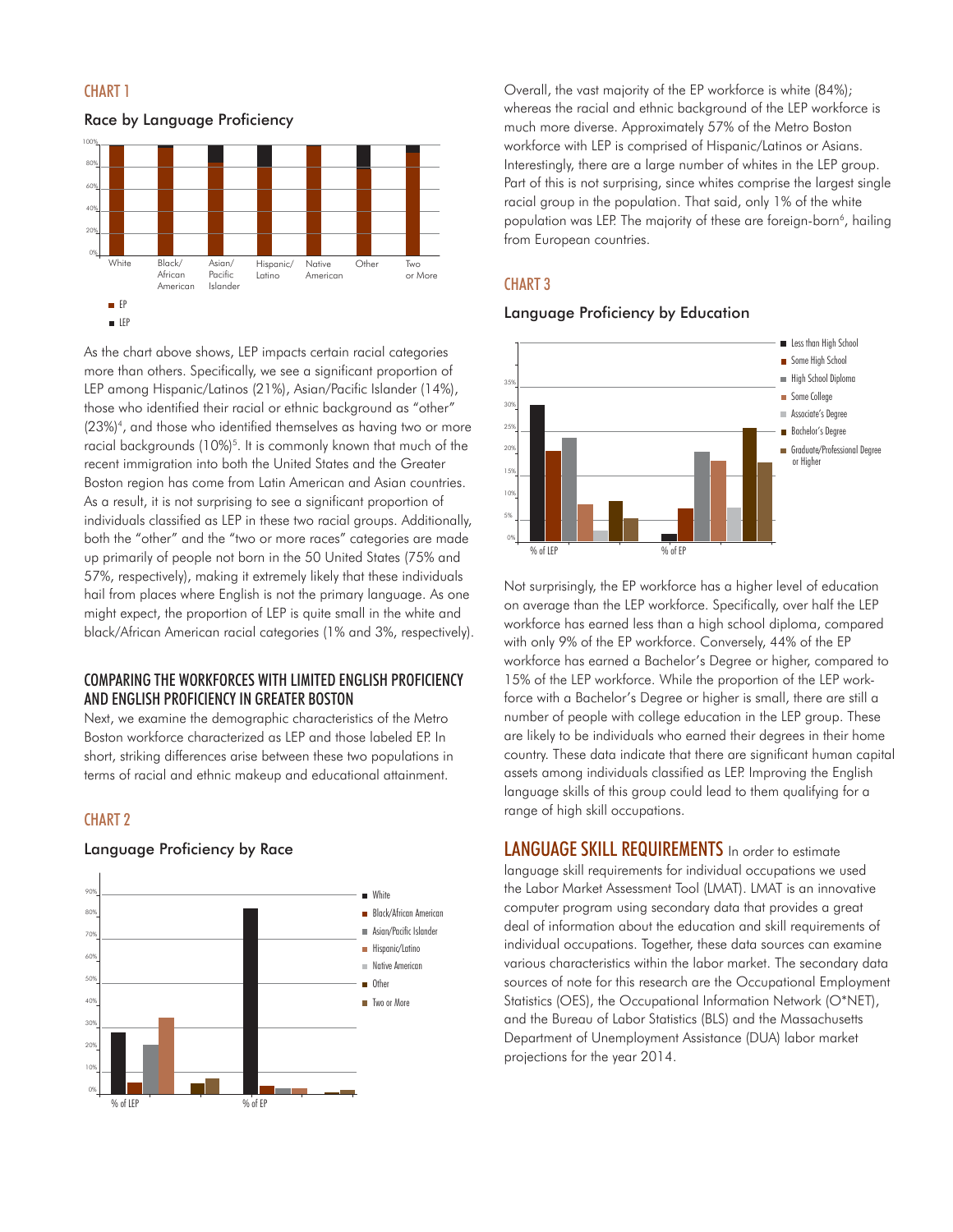## CHART 1

### Race by Language Proficiency

As the chart above shows, LEP impacts certain racial categories more than others. Specifically, we see a significant proportion of LEP among Hispanic/Latinos (21%), Asian/Pacific Islander (14%), those who identified their racial or ethnic background as "other" (23%)[4], and those who identified themselves as having two or more racial backgrounds (10%)[5]. It is commonly known that much of the recent immigration into both the United States and the Greater Boston region has come from Latin American and Asian countries. As a result, it is not surprising to see a significant proportion of individuals classified as LEP in these two racial groups. Additionally, both the "other" and the "two or more races" categories are made up primarily of people not born in the 50 United States (75% and 57%, respectively), making it extremely likely that these individuals hail from places where English is not the primary language. As one might expect, the proportion of LEP is quite small in the white and black/African American racial categories (1% and 3%, respectively).

## COMPARING THE WORKFORCES WITH LIMITED ENGLISH PROFICIENCY AND ENGLISH PROFICIENCY IN GREATER BOSTON

Next, we examine the demographic characteristics of the Metro Boston workforce characterized as LEP and those labeled EP. In short, striking differences arise between these two populations in terms of racial and ethnic makeup and educational attainment.

## CHART 2

### Language Proficiency by Race

Overall, the vast majority of the EP workforce is white (84%); whereas the racial and ethnic background of the LEP workforce is much more diverse. Approximately 57% of the Metro Boston workforce with LEP is comprised of Hispanic/Latinos or Asians. Interestingly, there are a large number of whites in the LEP group. Part of this is not surprising, since whites comprise the largest single racial group in the population. That said, only 1% of the white population was LEP. The majority of these are foreign-born[6], hailing from European countries.

## CHART 3

### Language Proficiency by Education

Not surprisingly, the EP workforce has a higher level of education on average than the LEP workforce. Specifically, over half the LEP workforce has earned less than a high school diploma, compared with only 9% of the EP workforce. Conversely, 44% of the EP workforce has earned a Bachelor's Degree or higher, compared to 15% of the LEP workforce. While the proportion of the LEP workforce with a Bachelor's Degree or higher is small, there are still a number of people with college education in the LEP group. These are likely to be individuals who earned their degrees in their home country. These data indicate that there are significant human capital assets among individuals classified as LEP. Improving the English language skills of this group could lead to them qualifying for a range of high skill occupations.

## LANGUAGE SKILL REQUIREMENTS

In order to estimate language skill requirements for individual occupations we used the Labor Market Assessment Tool (LMAT). LMAT is an innovative computer program using secondary data that provides a great deal of information about the education and skill requirements of individual occupations. Together, these data sources can examine various characteristics within the labor market. The secondary data sources of note for this research are the Occupational Employment Statistics (OES), the Occupational Information Network (O*NET), and the Bureau of Labor Statistics (BLS) and the Massachusetts Department of Unemployment Assistance (DUA) labor market projections for the year 2014.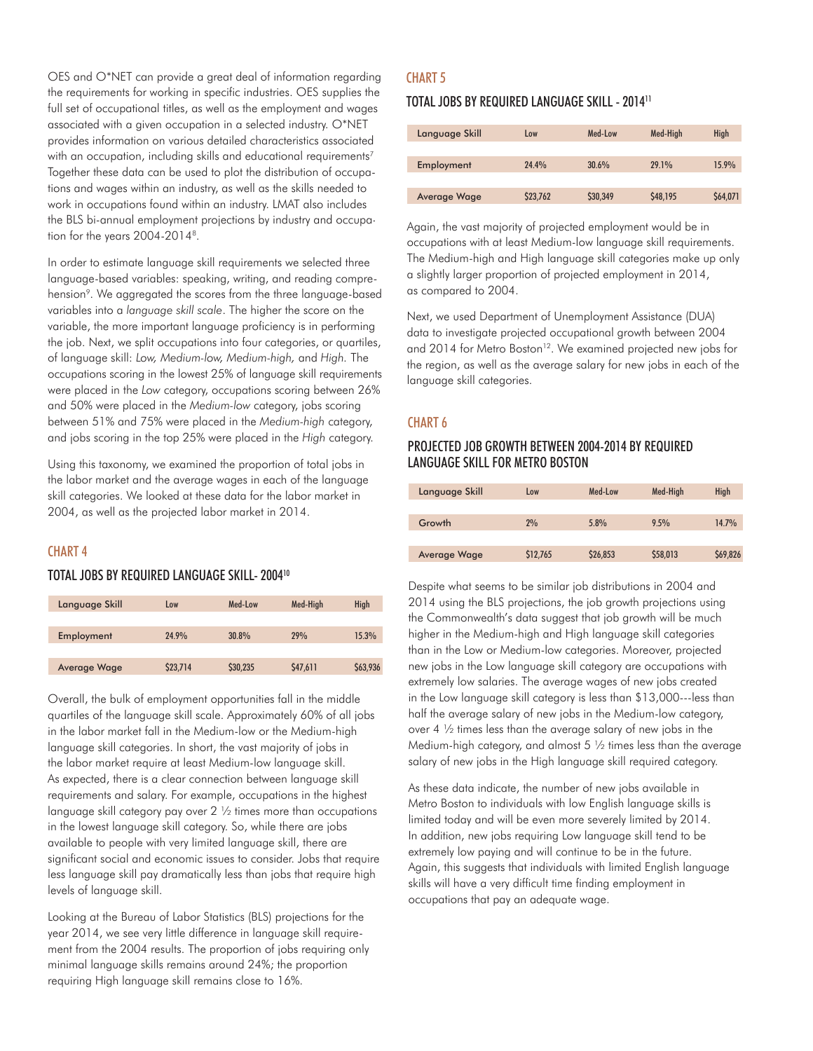OES and O*NET can provide a great deal of information regarding the requirements for working in specific industries. OES supplies the full set of occupational titles, as well as the employment and wages associated with a given occupation in a selected industry. O*NET provides information on various detailed characteristics associated with an occupation, including skills and educational requirements[7] Together these data can be used to plot the distribution of occupations and wages within an industry, as well as the skills needed to work in occupations found within an industry. LMAT also includes the BLS bi-annual employment projections by industry and occupation for the years 2004-2014[8].

In order to estimate language skill requirements we selected three language-based variables: speaking, writing, and reading comprehension[9]. We aggregated the scores from the three language-based variables into a *language skill scale*. The higher the score on the variable, the more important language proficiency is in performing the job. Next, we split occupations into four categories, or quartiles, of language skill: *Low, Medium-low, Medium-high,* and *High*. The occupations scoring in the lowest 25% of language skill requirements were placed in the *Low* category, occupations scoring between 26% and 50% were placed in the *Medium-low* category, jobs scoring between 51% and 75% were placed in the *Medium-high* category, and jobs scoring in the top 25% were placed in the *High* category.

Using this taxonomy, we examined the proportion of total jobs in the labor market and the average wages in each of the language skill categories. We looked at these data for the labor market in 2004, as well as the projected labor market in 2014.

## CHART 4

### TOTAL JOBS BY REQUIRED LANGUAGE SKILL- 2004[10]

| Language Skill | Low | Med-Low | Med-High | High |
|---|---|---|---|---|
| Employment | 24.9% | 30.8% | 29% | 15.3% |
| Average Wage | $23,714 | $30,235 | $47,611 | $63,936 |

Overall, the bulk of employment opportunities fall in the middle quartiles of the language skill scale. Approximately 60% of all jobs in the labor market fall in the Medium-low or the Medium-high language skill categories. In short, the vast majority of jobs in the labor market require at least Medium-low language skill. As expected, there is a clear connection between language skill requirements and salary. For example, occupations in the highest language skill category pay over 2 ½ times more than occupations in the lowest language skill category. So, while there are jobs available to people with very limited language skill, there are significant social and economic issues to consider. Jobs that require less language skill pay dramatically less than jobs that require high levels of language skill.

Looking at the Bureau of Labor Statistics (BLS) projections for the year 2014, we see very little difference in language skill requirement from the 2004 results. The proportion of jobs requiring only minimal language skills remains around 24%; the proportion requiring High language skill remains close to 16%.

## CHART 5

### TOTAL JOBS BY REQUIRED LANGUAGE SKILL - 2014[11]

| Language Skill | Low | Med-Low | Med-High | High |
|---|---|---|---|---|
| Employment | 24.4% | 30.6% | 29.1% | 15.9% |
| Average Wage | $23,762 | $30,349 | $48,195 | $64,071 |

Again, the vast majority of projected employment would be in occupations with at least Medium-low language skill requirements. The Medium-high and High language skill categories make up only a slightly larger proportion of projected employment in 2014, as compared to 2004.

Next, we used Department of Unemployment Assistance (DUA) data to investigate projected occupational growth between 2004 and 2014 for Metro Boston[12]. We examined projected new jobs for the region, as well as the average salary for new jobs in each of the language skill categories.

## CHART 6

### PROJECTED JOB GROWTH BETWEEN 2004-2014 BY REQUIRED LANGUAGE SKILL FOR METRO BOSTON

| Language Skill | Low | Med-Low | Med-High | High |
|---|---|---|---|---|
| Growth | 2% | 5.8% | 9.5% | 14.7% |
| Average Wage | $12,765 | $26,853 | $58,013 | $69,826 |

Despite what seems to be similar job distributions in 2004 and 2014 using the BLS projections, the job growth projections using the Commonwealth's data suggest that job growth will be much higher in the Medium-high and High language skill categories than in the Low or Medium-low categories. Moreover, projected new jobs in the Low language skill category are occupations with extremely low salaries. The average wages of new jobs created in the Low language skill category is less than $13,000---less than half the average salary of new jobs in the Medium-low category, over 4 ½ times less than the average salary of new jobs in the Medium-high category, and almost 5 ½ times less than the average salary of new jobs in the High language skill required category.

As these data indicate, the number of new jobs available in Metro Boston to individuals with low English language skills is limited today and will be even more severely limited by 2014. In addition, new jobs requiring Low language skill tend to be extremely low paying and will continue to be in the future. Again, this suggests that individuals with limited English language skills will have a very difficult time finding employment in occupations that pay an adequate wage.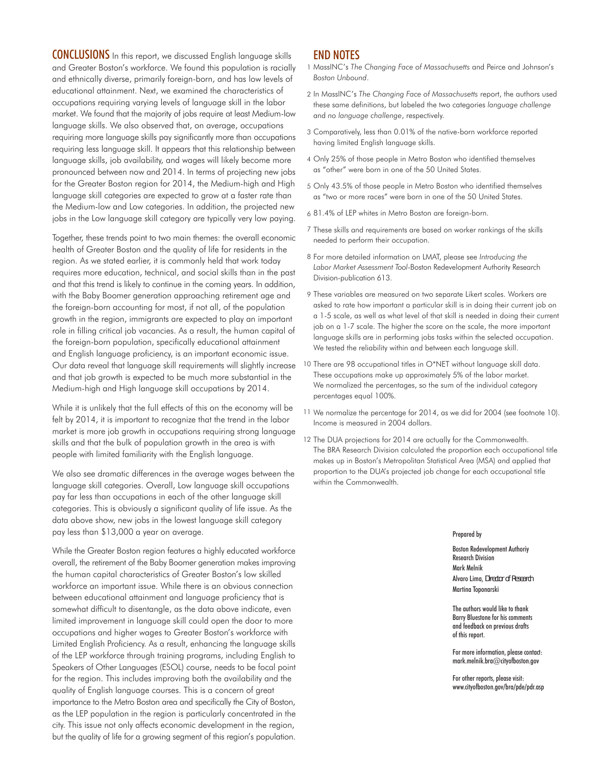## CONCLUSIONS

In this report, we discussed English language skills and Greater Boston's workforce. We found this population is racially and ethnically diverse, primarily foreign-born, and has low levels of educational attainment. Next, we examined the characteristics of occupations requiring varying levels of language skill in the labor market. We found that the majority of jobs require at least Medium-low language skills. We also observed that, on average, occupations requiring more language skills pay significantly more than occupations requiring less language skill. It appears that this relationship between language skills, job availability, and wages will likely become more pronounced between now and 2014. In terms of projecting new jobs for the Greater Boston region for 2014, the Medium-high and High language skill categories are expected to grow at a faster rate than the Medium-low and Low categories. In addition, the projected new jobs in the Low language skill category are typically very low paying.

Together, these trends point to two main themes: the overall economic health of Greater Boston and the quality of life for residents in the region. As we stated earlier, it is commonly held that work today requires more education, technical, and social skills than in the past and that this trend is likely to continue in the coming years. In addition, with the Baby Boomer generation approaching retirement age and the foreign-born accounting for most, if not all, of the population growth in the region, immigrants are expected to play an important role in filling critical job vacancies. As a result, the human capital of the foreign-born population, specifically educational attainment and English language proficiency, is an important economic issue. Our data reveal that language skill requirements will slightly increase and that job growth is expected to be much more substantial in the Medium-high and High language skill occupations by 2014.

While it is unlikely that the full effects of this on the economy will be felt by 2014, it is important to recognize that the trend in the labor market is more job growth in occupations requiring strong language skills and that the bulk of population growth in the area is with people with limited familiarity with the English language.

We also see dramatic differences in the average wages between the language skill categories. Overall, Low language skill occupations pay far less than occupations in each of the other language skill categories. This is obviously a significant quality of life issue. As the data above show, new jobs in the lowest language skill category pay less than $13,000 a year on average.

While the Greater Boston region features a highly educated workforce overall, the retirement of the Baby Boomer generation makes improving the human capital characteristics of Greater Boston's low skilled workforce an important issue. While there is an obvious connection between educational attainment and language proficiency that is somewhat difficult to disentangle, as the data above indicate, even limited improvement in language skill could open the door to more occupations and higher wages to Greater Boston's workforce with Limited English Proficiency. As a result, enhancing the language skills of the LEP workforce through training programs, including English to Speakers of Other Languages (ESOL) course, needs to be focal point for the region. This includes improving both the availability and the quality of English language courses. This is a concern of great importance to the Metro Boston area and specifically the City of Boston, as the LEP population in the region is particularly concentrated in the city. This issue not only affects economic development in the region, but the quality of life for a growing segment of this region's population.

## END NOTES

1. MassINC's *The Changing Face of Massachusetts* and Peirce and Johnson's *Boston Unbound*.
2. In MassINC's *The Changing Face of Massachusetts* report, the authors used these same definitions, but labeled the two categories *language challenge* and *no language challenge*, respectively.
3. Comparatively, less than 0.01% of the native-born workforce reported having limited English language skills.
4. Only 25% of those people in Metro Boston who identified themselves as "other" were born in one of the 50 United States.
5. Only 43.5% of those people in Metro Boston who identified themselves as "two or more races" were born in one of the 50 United States.
6. 81.4% of LEP whites in Metro Boston are foreign-born.
7. These skills and requirements are based on worker rankings of the skills needed to perform their occupation.
8. For more detailed information on LMAT, please see *Introducing the Labor Market Assessment Tool*-Boston Redevelopment Authority Research Division-publication 613.
9. These variables are measured on two separate Likert scales. Workers are asked to rate how important a particular skill is in doing their current job on a 1-5 scale, as well as what level of that skill is needed in doing their current job on a 1-7 scale. The higher the score on the scale, the more important language skills are in performing jobs tasks within the selected occupation. We tested the reliability within and between each language skill.
10. There are 98 occupational titles in O*NET without language skill data. These occupations make up approximately 5% of the labor market. We normalized the percentages, so the sum of the individual category percentages equal 100%.
11. We normalize the percentage for 2014, as we did for 2004 (see footnote 10). Income is measured in 2004 dollars.
12. The DUA projections for 2014 are actually for the Commonwealth. The BRA Research Division calculated the proportion each occupational title makes up in Boston's Metropolitan Statistical Area (MSA) and applied that proportion to the DUA's projected job change for each occupational title within the Commonwealth.

Prepared by

Boston Redevelopment Authoriy Research Division
Mark Melnik
Alvaro Lima, *Director of Research*
Martina Toponarski

The authors would like to thank Barry Bluestone for his comments and feedback on previous drafts of this report.

For more information, please contact: mark.melnik.bra@cityofboston.gov

For other reports, please visit: www.cityofboston.gov/bra/pde/pdr.asp